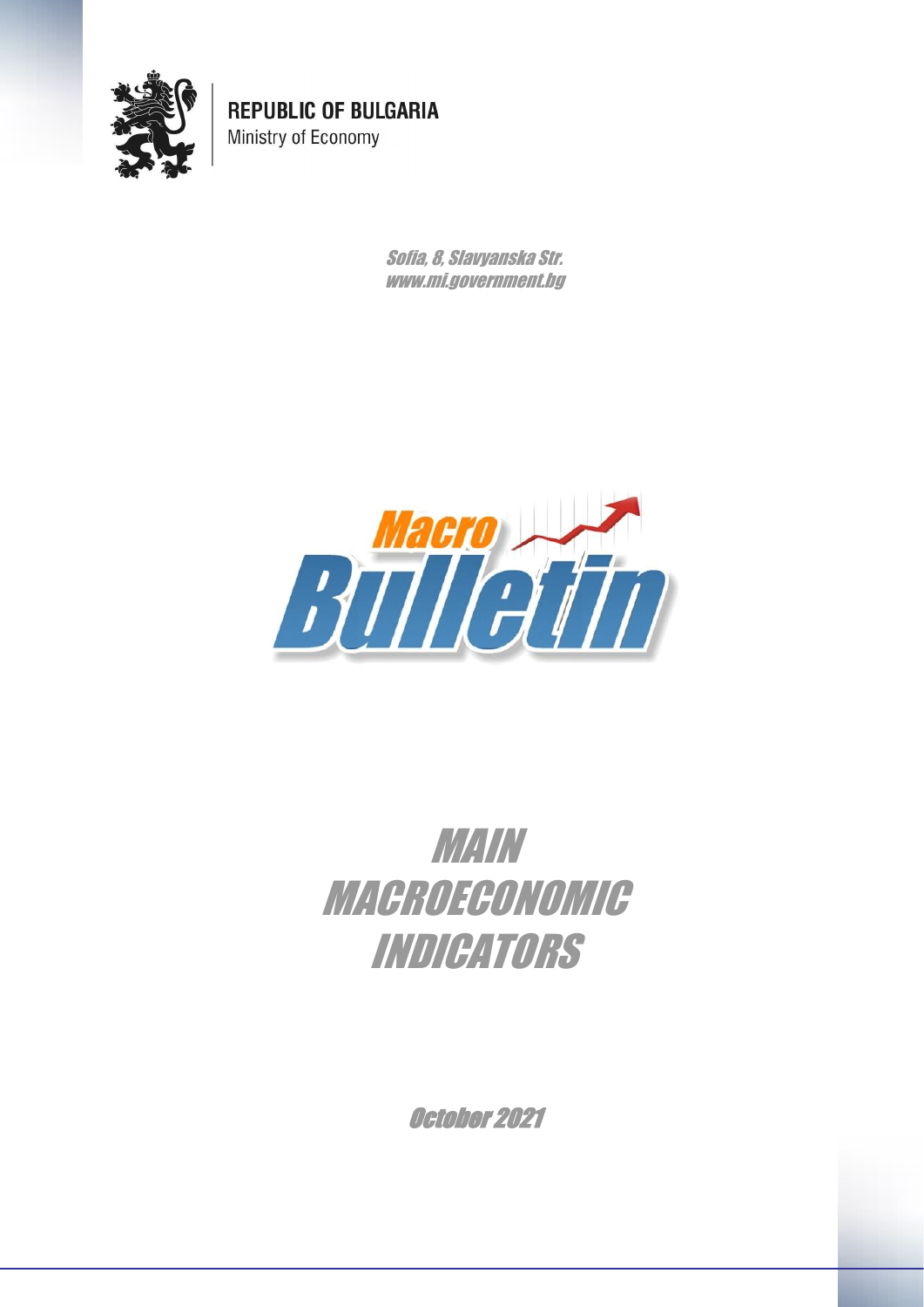**REPUBLIC OF BULGARIA**
Ministry of Economy

*Sofia, 8, Slavyanska Str.*
*www.mi.government.bg*

Macro Bulletin

# MAIN MACROECONOMIC INDICATORS

October 2021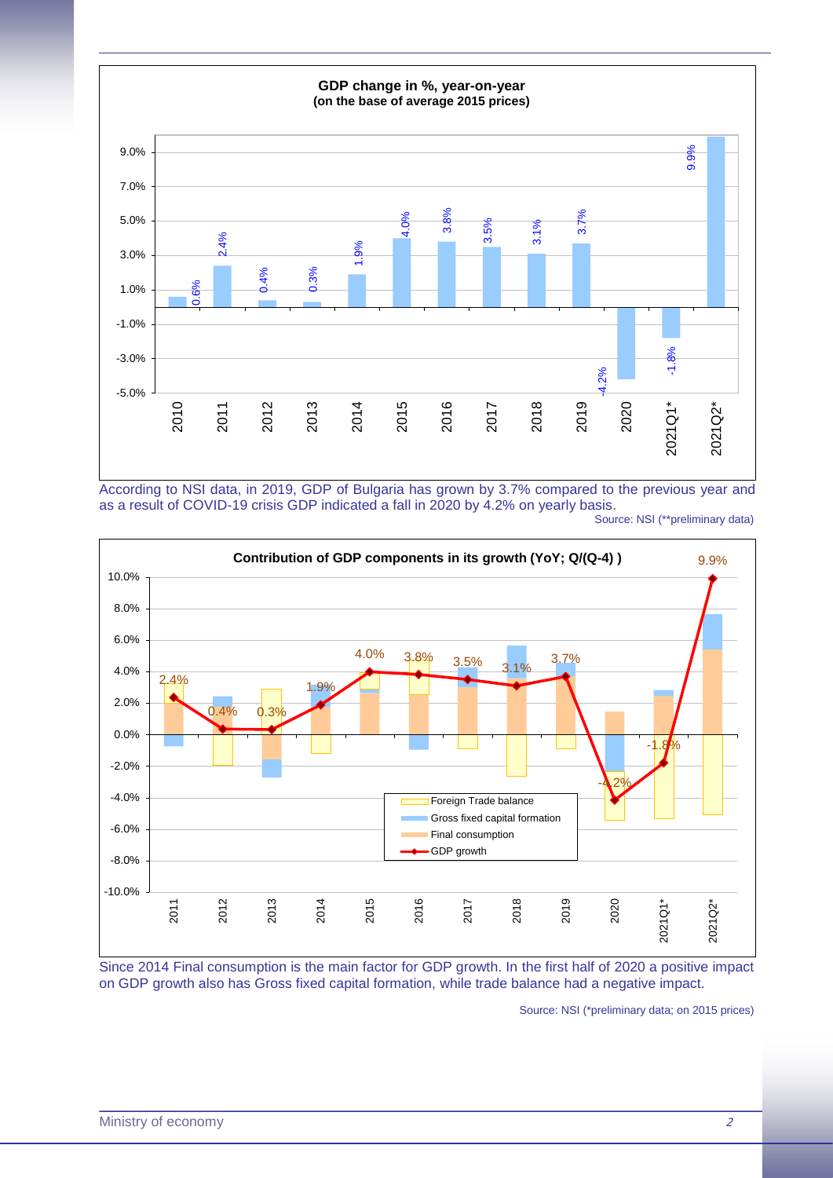**GDP change in %, year-on-year**
**(on the base of average 2015 prices)**

| Period | GDP change |
|---|---|
| 2010 | 0.6% |
| 2011 | 2.4% |
| 2012 | 0.4% |
| 2013 | 0.3% |
| 2014 | 1.9% |
| 2015 | 4.0% |
| 2016 | 3.8% |
| 2017 | 3.5% |
| 2018 | 3.1% |
| 2019 | 3.7% |
| 2020 | -4.2% |
| 2021Q1* | -1.8% |
| 2021Q2* | 9.9% |

According to NSI data, in 2019, GDP of Bulgaria has grown by 3.7% compared to the previous year and as a result of COVID-19 crisis GDP indicated a fall in 2020 by 4.2% on yearly basis.

Source: NSI (**preliminary data)

**Contribution of GDP components in its growth (YoY; Q/(Q-4) )**

| Period | GDP growth |
|---|---|
| 2011 | 2.4% |
| 2012 | 0.4% |
| 2013 | 0.3% |
| 2014 | 1.9% |
| 2015 | 4.0% |
| 2016 | 3.8% |
| 2017 | 3.5% |
| 2018 | 3.1% |
| 2019 | 3.7% |
| 2020 | -4.2% |
| 2021Q1* | -1.8% |
| 2021Q2* | 9.9% |

Legend: Foreign Trade balance; Gross fixed capital formation; Final consumption; GDP growth

Since 2014 Final consumption is the main factor for GDP growth. In the first half of 2020 a positive impact on GDP growth also has Gross fixed capital formation, while trade balance had a negative impact.

Source: NSI (*preliminary data; on 2015 prices)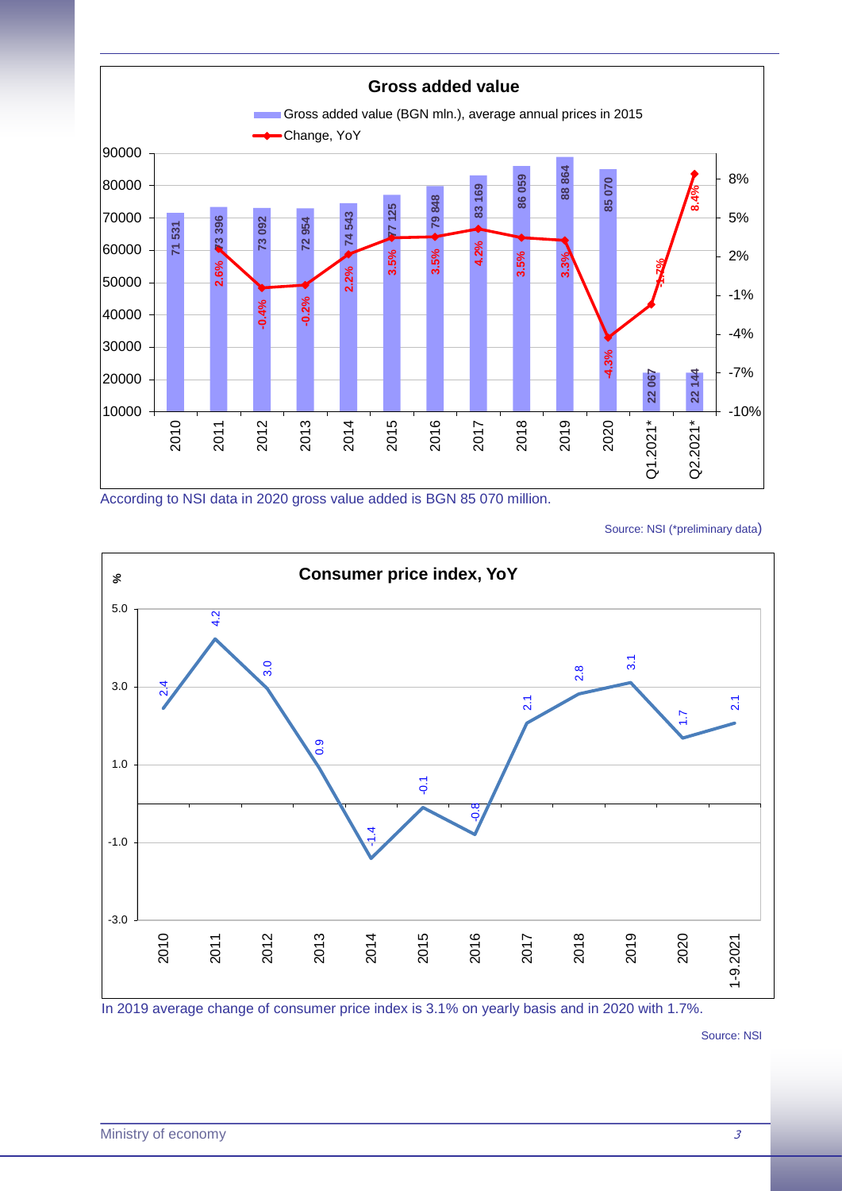**Gross added value**

| Year | Gross added value (BGN mln.), average annual prices in 2015 | Change, YoY |
|---|---|---|
| 2010 | 71 531 | |
| 2011 | 73 396 | 2.6% |
| 2012 | 73 092 | -0.4% |
| 2013 | 72 954 | -0.2% |
| 2014 | 74 543 | 2.2% |
| 2015 | 77 125 | 3.5% |
| 2016 | 79 848 | 3.5% |
| 2017 | 83 169 | 4.2% |
| 2018 | 86 059 | 3.5% |
| 2019 | 88 864 | 3.3% |
| 2020 | 85 070 | -4.3% |
| Q1.2021* | 22 067 | -1.7% |
| Q2.2021* | 22 144 | 8.4% |

According to NSI data in 2020 gross value added is BGN 85 070 million.

Source: NSI (*preliminary data)

**Consumer price index, YoY**

| Year | % |
|---|---|
| 2010 | 2.4 |
| 2011 | 4.2 |
| 2012 | 3.0 |
| 2013 | 0.9 |
| 2014 | -1.4 |
| 2015 | -0.1 |
| 2016 | -0.8 |
| 2017 | 2.1 |
| 2018 | 2.8 |
| 2019 | 3.1 |
| 2020 | 1.7 |
| 1-9.2021 | 2.1 |

In 2019 average change of consumer price index is 3.1% on yearly basis and in 2020 with 1.7%.

Source: NSI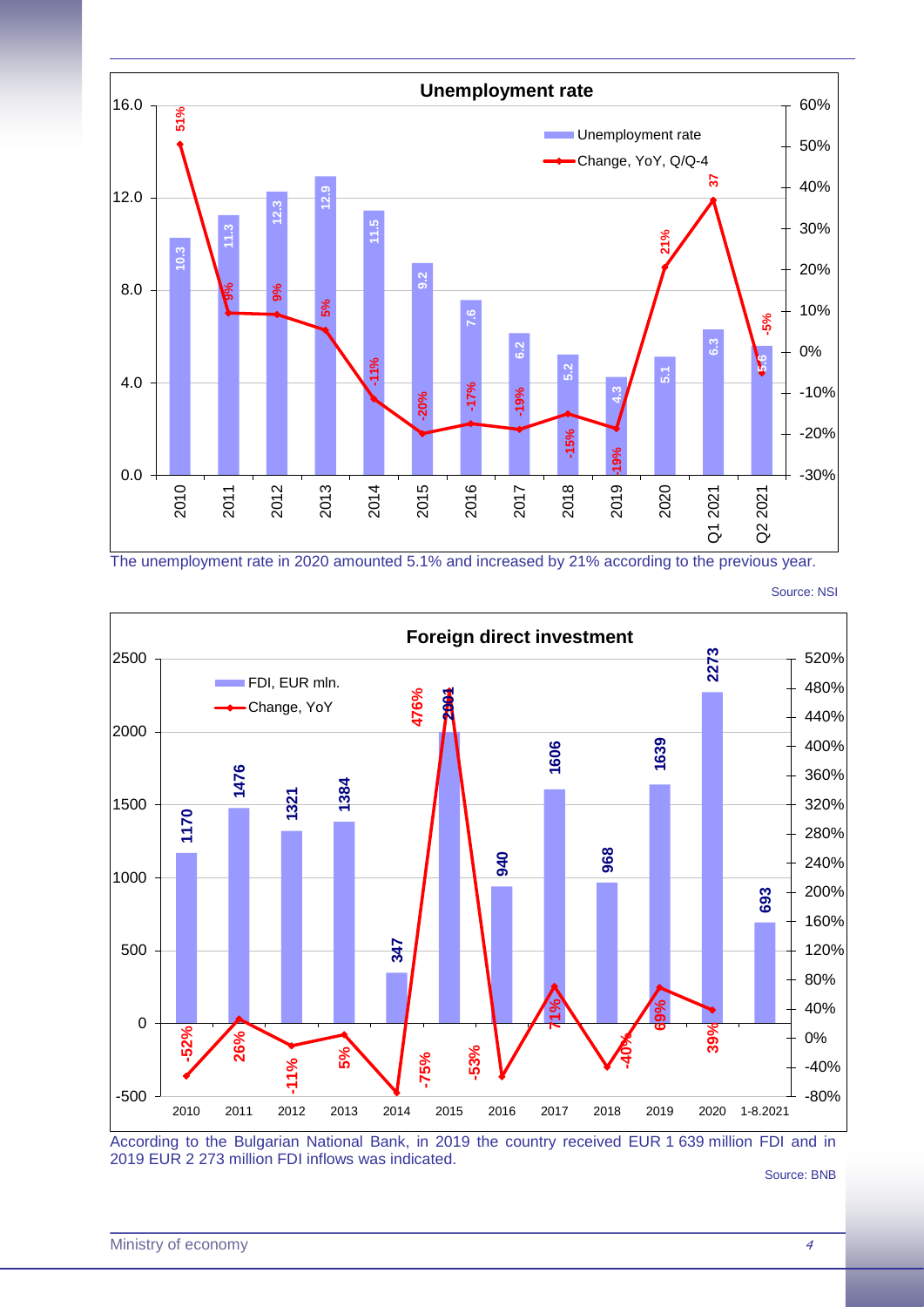## Unemployment rate

| | 2010 | 2011 | 2012 | 2013 | 2014 | 2015 | 2016 | 2017 | 2018 | 2019 | 2020 | Q1 2021 | Q2 2021 |
|---|---|---|---|---|---|---|---|---|---|---|---|---|---|
| Unemployment rate | 10.3 | 11.3 | 12.3 | 12.9 | 11.5 | 9.2 | 7.6 | 6.2 | 5.2 | 4.3 | 5.1 | 6.3 | 5.6 |
| Change, YoY, Q/Q-4 | 51% | 9% | 9% | 5% | -11% | -20% | -17% | -19% | -15% | -19% | 21% | 37 | -5% |

The unemployment rate in 2020 amounted 5.1% and increased by 21% according to the previous year.

Source: NSI

## Foreign direct investment

| | 2010 | 2011 | 2012 | 2013 | 2014 | 2015 | 2016 | 2017 | 2018 | 2019 | 2020 | 1-8.2021 |
|---|---|---|---|---|---|---|---|---|---|---|---|---|
| FDI, EUR mln. | 1170 | 1476 | 1321 | 1384 | 347 | 2001 | 940 | 1606 | 968 | 1639 | 2273 | 693 |
| Change, YoY | -52% | 26% | -11% | 5% | -75% | 476% | -53% | 71% | -40% | 69% | 39% | |

According to the Bulgarian National Bank, in 2019 the country received EUR 1 639 million FDI and in 2019 EUR 2 273 million FDI inflows was indicated.

Source: BNB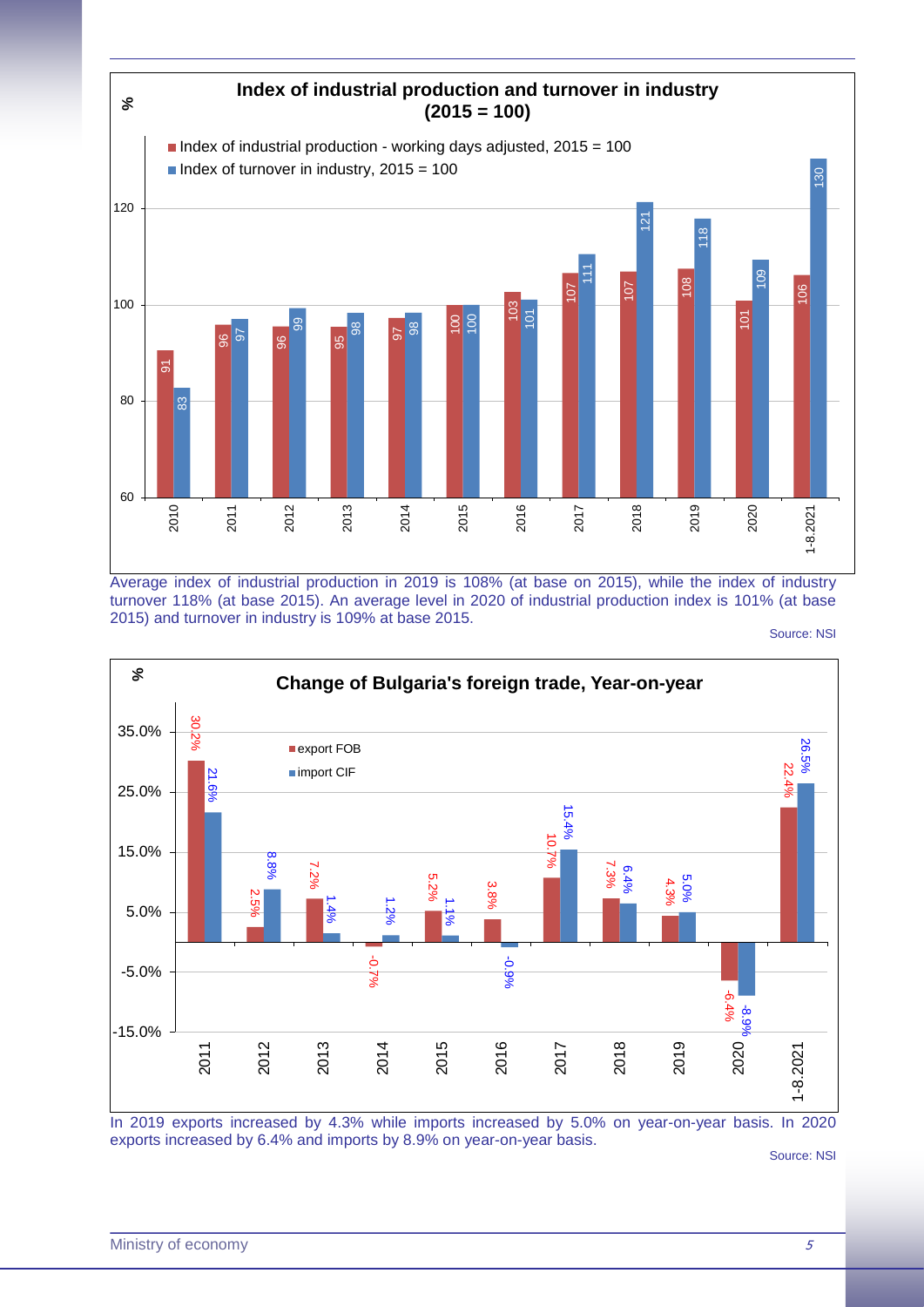## Index of industrial production and turnover in industry (2015 = 100)

| Year | Index of industrial production - working days adjusted, 2015 = 100 | Index of turnover in industry, 2015 = 100 |
|---|---|---|
| 2010 | 91 | 83 |
| 2011 | 96 | 97 |
| 2012 | 96 | 99 |
| 2013 | 95 | 98 |
| 2014 | 97 | 98 |
| 2015 | 100 | 100 |
| 2016 | 103 | 101 |
| 2017 | 107 | 111 |
| 2018 | 107 | 121 |
| 2019 | 108 | 118 |
| 2020 | 101 | 109 |
| 1-8.2021 | 106 | 130 |

Average index of industrial production in 2019 is 108% (at base on 2015), while the index of industry turnover 118% (at base 2015). An average level in 2020 of industrial production index is 101% (at base 2015) and turnover in industry is 109% at base 2015.

Source: NSI

## Change of Bulgaria's foreign trade, Year-on-year

| Year | export FOB | import CIF |
|---|---|---|
| 2011 | 30.2% | 21.6% |
| 2012 | 2.5% | 8.8% |
| 2013 | 7.2% | 1.4% |
| 2014 | -0.7% | 1.2% |
| 2015 | 5.2% | 1.1% |
| 2016 | 3.8% | -0.9% |
| 2017 | 10.7% | 15.4% |
| 2018 | 7.3% | 6.4% |
| 2019 | 4.3% | 5.0% |
| 2020 | -6.4% | -8.9% |
| 1-8.2021 | 22.4% | 26.5% |

In 2019 exports increased by 4.3% while imports increased by 5.0% on year-on-year basis. In 2020 exports increased by 6.4% and imports by 8.9% on year-on-year basis.

Source: NSI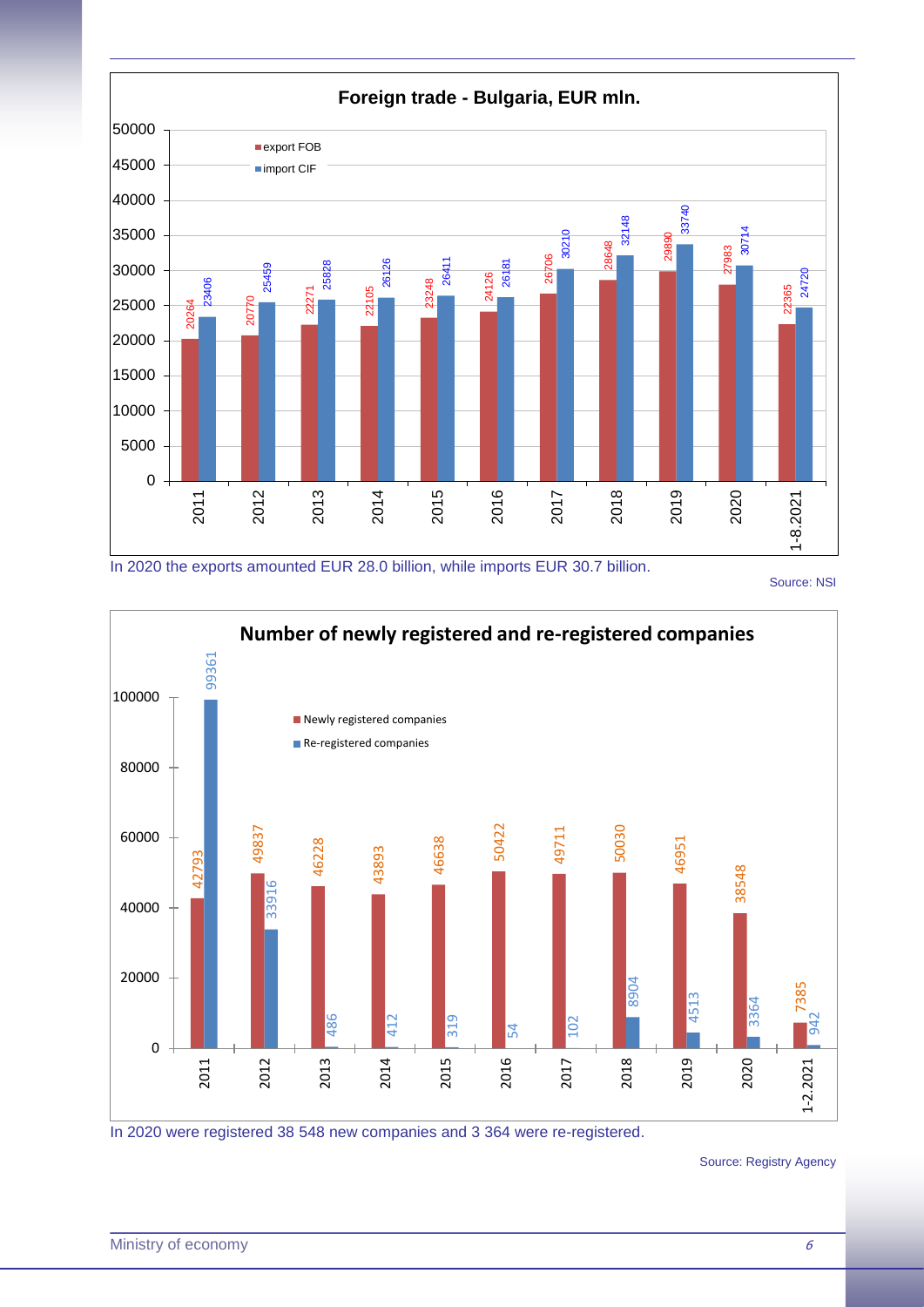**Foreign trade - Bulgaria, EUR mln.**

| Year | export FOB | import CIF |
|---|---|---|
| 2011 | 20264 | 23406 |
| 2012 | 20770 | 25459 |
| 2013 | 22271 | 25828 |
| 2014 | 22105 | 26126 |
| 2015 | 23248 | 26411 |
| 2016 | 24126 | 26181 |
| 2017 | 26706 | 30210 |
| 2018 | 28648 | 32148 |
| 2019 | 29890 | 33740 |
| 2020 | 27983 | 30714 |
| 1-8.2021 | 22365 | 24720 |

In 2020 the exports amounted EUR 28.0 billion, while imports EUR 30.7 billion.

Source: NSI

**Number of newly registered and re-registered companies**

| Year | Newly registered companies | Re-registered companies |
|---|---|---|
| 2011 | 42793 | 99361 |
| 2012 | 49837 | 33916 |
| 2013 | 46228 | 486 |
| 2014 | 43893 | 412 |
| 2015 | 46638 | 319 |
| 2016 | 50422 | 54 |
| 2017 | 49711 | 102 |
| 2018 | 50030 | 8904 |
| 2019 | 46951 | 4513 |
| 2020 | 38548 | 3364 |
| 1-2.2021 | 7385 | 942 |

In 2020 were registered 38 548 new companies and 3 364 were re-registered.

Source: Registry Agency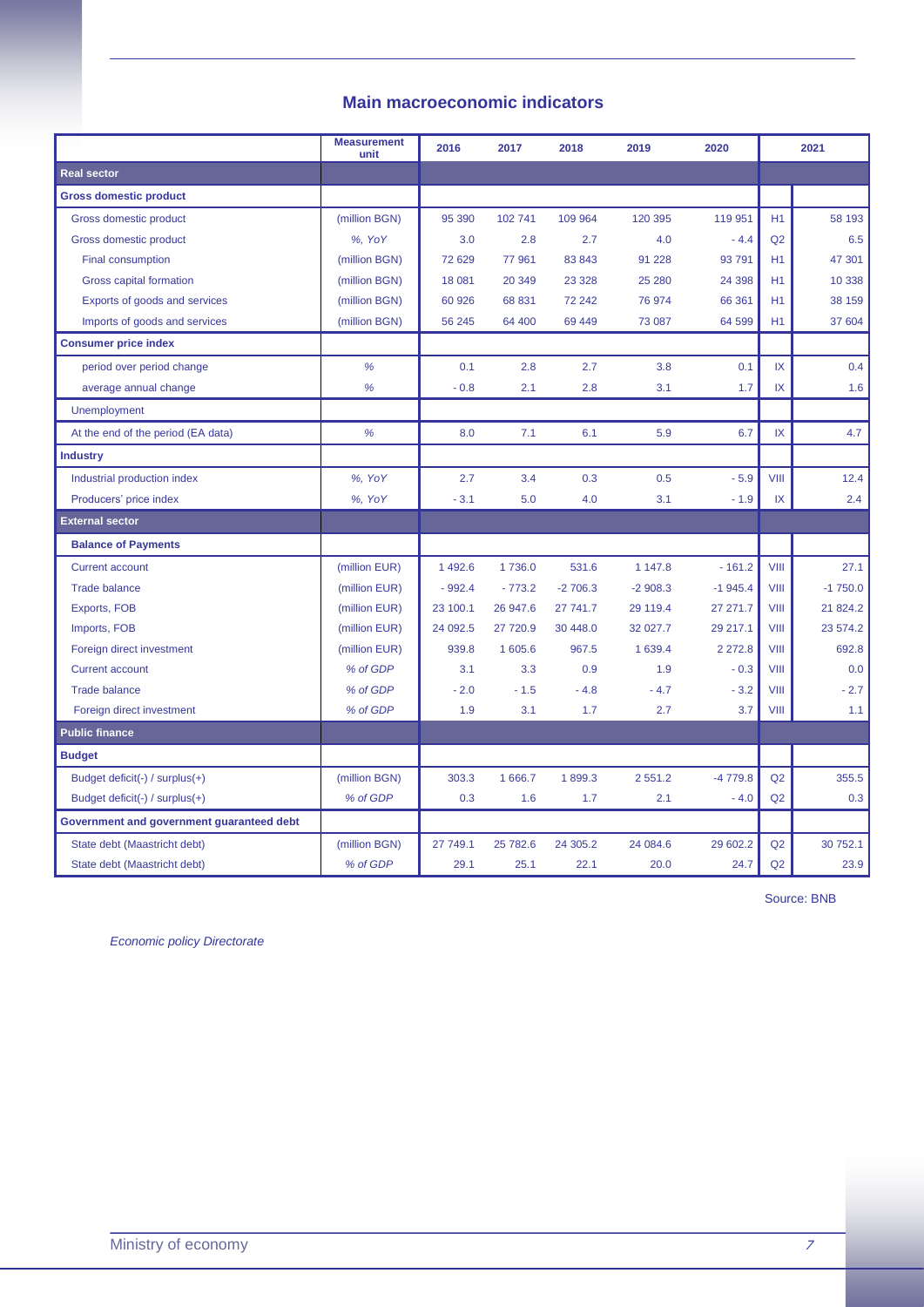## Main macroeconomic indicators

| | Measurement unit | 2016 | 2017 | 2018 | 2019 | 2020 | 2021 | |
|---|---|---|---|---|---|---|---|---|
| **Real sector** | | | | | | | | |
| **Gross domestic product** | | | | | | | | |
| Gross domestic product | (million BGN) | 95 390 | 102 741 | 109 964 | 120 395 | 119 951 | H1 | 58 193 |
| Gross domestic product | *%, YoY* | 3.0 | 2.8 | 2.7 | 4.0 | - 4.4 | Q2 | 6.5 |
| Final consumption | (million BGN) | 72 629 | 77 961 | 83 843 | 91 228 | 93 791 | H1 | 47 301 |
| Gross capital formation | (million BGN) | 18 081 | 20 349 | 23 328 | 25 280 | 24 398 | H1 | 10 338 |
| Exports of goods and services | (million BGN) | 60 926 | 68 831 | 72 242 | 76 974 | 66 361 | H1 | 38 159 |
| Imports of goods and services | (million BGN) | 56 245 | 64 400 | 69 449 | 73 087 | 64 599 | H1 | 37 604 |
| **Consumer price index** | | | | | | | | |
| period over period change | % | 0.1 | 2.8 | 2.7 | 3.8 | 0.1 | IX | 0.4 |
| average annual change | % | - 0.8 | 2.1 | 2.8 | 3.1 | 1.7 | IX | 1.6 |
| Unemployment | | | | | | | | |
| At the end of the period (EA data) | % | 8.0 | 7.1 | 6.1 | 5.9 | 6.7 | IX | 4.7 |
| **Industry** | | | | | | | | |
| Industrial production index | *%, YoY* | 2.7 | 3.4 | 0.3 | 0.5 | - 5.9 | VIII | 12.4 |
| Producers' price index | *%, YoY* | - 3.1 | 5.0 | 4.0 | 3.1 | - 1.9 | IX | 2.4 |
| **External sector** | | | | | | | | |
| **Balance of Payments** | | | | | | | | |
| Current account | (million EUR) | 1 492.6 | 1 736.0 | 531.6 | 1 147.8 | - 161.2 | VIII | 27.1 |
| Trade balance | (million EUR) | - 992.4 | - 773.2 | -2 706.3 | -2 908.3 | -1 945.4 | VIII | -1 750.0 |
| Exports, FOB | (million EUR) | 23 100.1 | 26 947.6 | 27 741.7 | 29 119.4 | 27 271.7 | VIII | 21 824.2 |
| Imports, FOB | (million EUR) | 24 092.5 | 27 720.9 | 30 448.0 | 32 027.7 | 29 217.1 | VIII | 23 574.2 |
| Foreign direct investment | (million EUR) | 939.8 | 1 605.6 | 967.5 | 1 639.4 | 2 272.8 | VIII | 692.8 |
| Current account | *% of GDP* | 3.1 | 3.3 | 0.9 | 1.9 | - 0.3 | VIII | 0.0 |
| Trade balance | *% of GDP* | - 2.0 | - 1.5 | - 4.8 | - 4.7 | - 3.2 | VIII | - 2.7 |
| Foreign direct investment | *% of GDP* | 1.9 | 3.1 | 1.7 | 2.7 | 3.7 | VIII | 1.1 |
| **Public finance** | | | | | | | | |
| **Budget** | | | | | | | | |
| Budget deficit(-) / surplus(+) | (million BGN) | 303.3 | 1 666.7 | 1 899.3 | 2 551.2 | -4 779.8 | Q2 | 355.5 |
| Budget deficit(-) / surplus(+) | *% of GDP* | 0.3 | 1.6 | 1.7 | 2.1 | - 4.0 | Q2 | 0.3 |
| **Government and government guaranteed debt** | | | | | | | | |
| State debt (Maastricht debt) | (million BGN) | 27 749.1 | 25 782.6 | 24 305.2 | 24 084.6 | 29 602.2 | Q2 | 30 752.1 |
| State debt (Maastricht debt) | *% of GDP* | 29.1 | 25.1 | 22.1 | 20.0 | 24.7 | Q2 | 23.9 |

Source: BNB

*Economic policy Directorate*